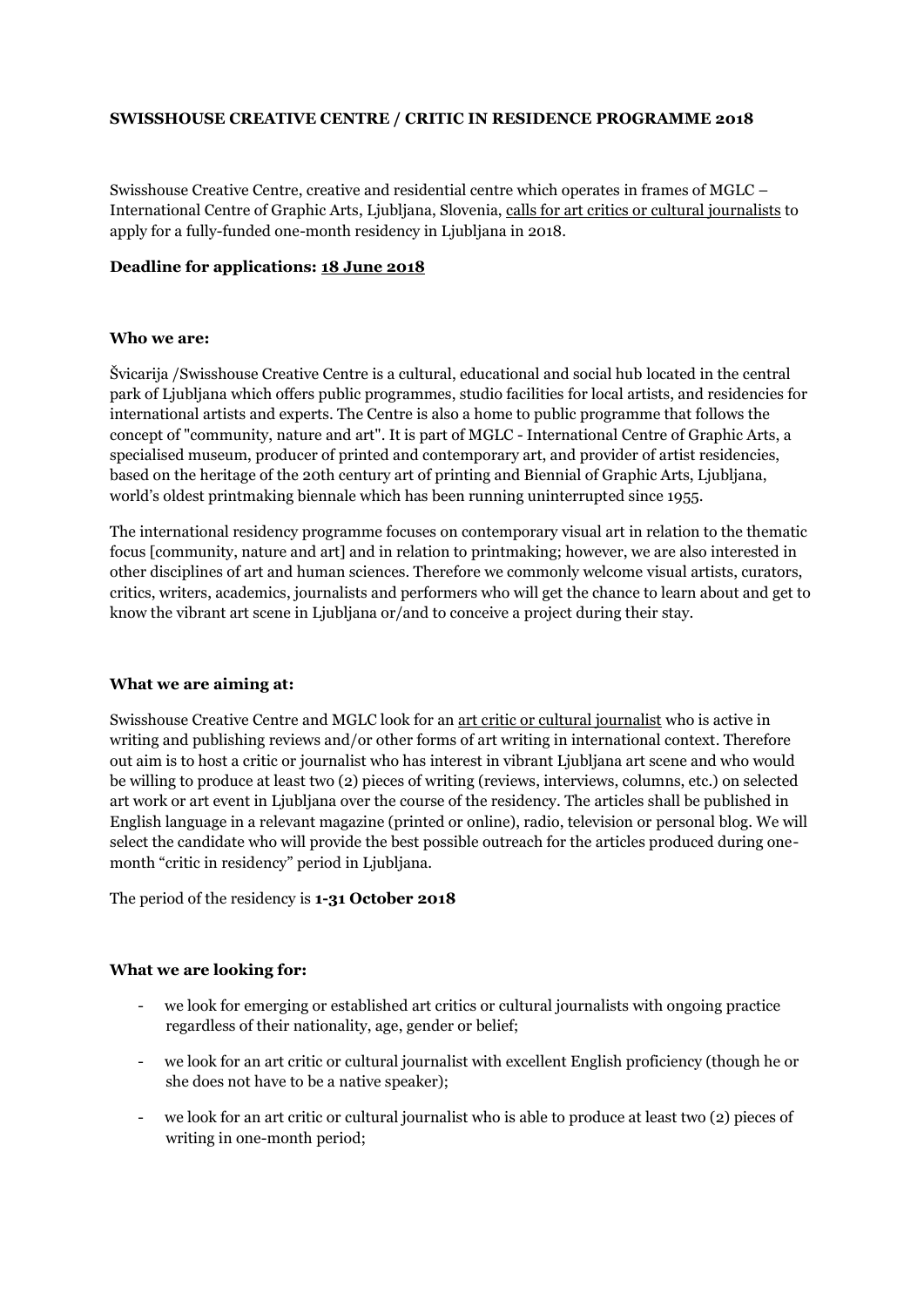**SWISSHOUSE CREATIVE CENTRE / CRITIC IN RESIDENCE PROGRAMME 2018**

Swisshouse Creative Centre, creative and residential centre which operates in frames of MGLC – International Centre of Graphic Arts, Ljubljana, Slovenia, calls for art critics or cultural journalists to apply for a fully-funded one-month residency in Ljubljana in 2018.

**Deadline for applications: 18 June 2018**

**Who we are:**

Švicarija /Swisshouse Creative Centre is a cultural, educational and social hub located in the central park of Ljubljana which offers public programmes, studio facilities for local artists, and residencies for international artists and experts. The Centre is also a home to public programme that follows the concept of "community, nature and art". It is part of MGLC - International Centre of Graphic Arts, a specialised museum, producer of printed and contemporary art, and provider of artist residencies, based on the heritage of the 20th century art of printing and Biennial of Graphic Arts, Ljubljana, world's oldest printmaking biennale which has been running uninterrupted since 1955.

The international residency programme focuses on contemporary visual art in relation to the thematic focus [community, nature and art] and in relation to printmaking; however, we are also interested in other disciplines of art and human sciences. Therefore we commonly welcome visual artists, curators, critics, writers, academics, journalists and performers who will get the chance to learn about and get to know the vibrant art scene in Ljubljana or/and to conceive a project during their stay.

**What we are aiming at:**

Swisshouse Creative Centre and MGLC look for an art critic or cultural journalist who is active in writing and publishing reviews and/or other forms of art writing in international context. Therefore out aim is to host a critic or journalist who has interest in vibrant Ljubljana art scene and who would be willing to produce at least two (2) pieces of writing (reviews, interviews, columns, etc.) on selected art work or art event in Ljubljana over the course of the residency. The articles shall be published in English language in a relevant magazine (printed or online), radio, television or personal blog. We will select the candidate who will provide the best possible outreach for the articles produced during one-month "critic in residency" period in Ljubljana.

The period of the residency is **1-31 October 2018**

**What we are looking for:**

- we look for emerging or established art critics or cultural journalists with ongoing practice regardless of their nationality, age, gender or belief;
- we look for an art critic or cultural journalist with excellent English proficiency (though he or she does not have to be a native speaker);
- we look for an art critic or cultural journalist who is able to produce at least two (2) pieces of writing in one-month period;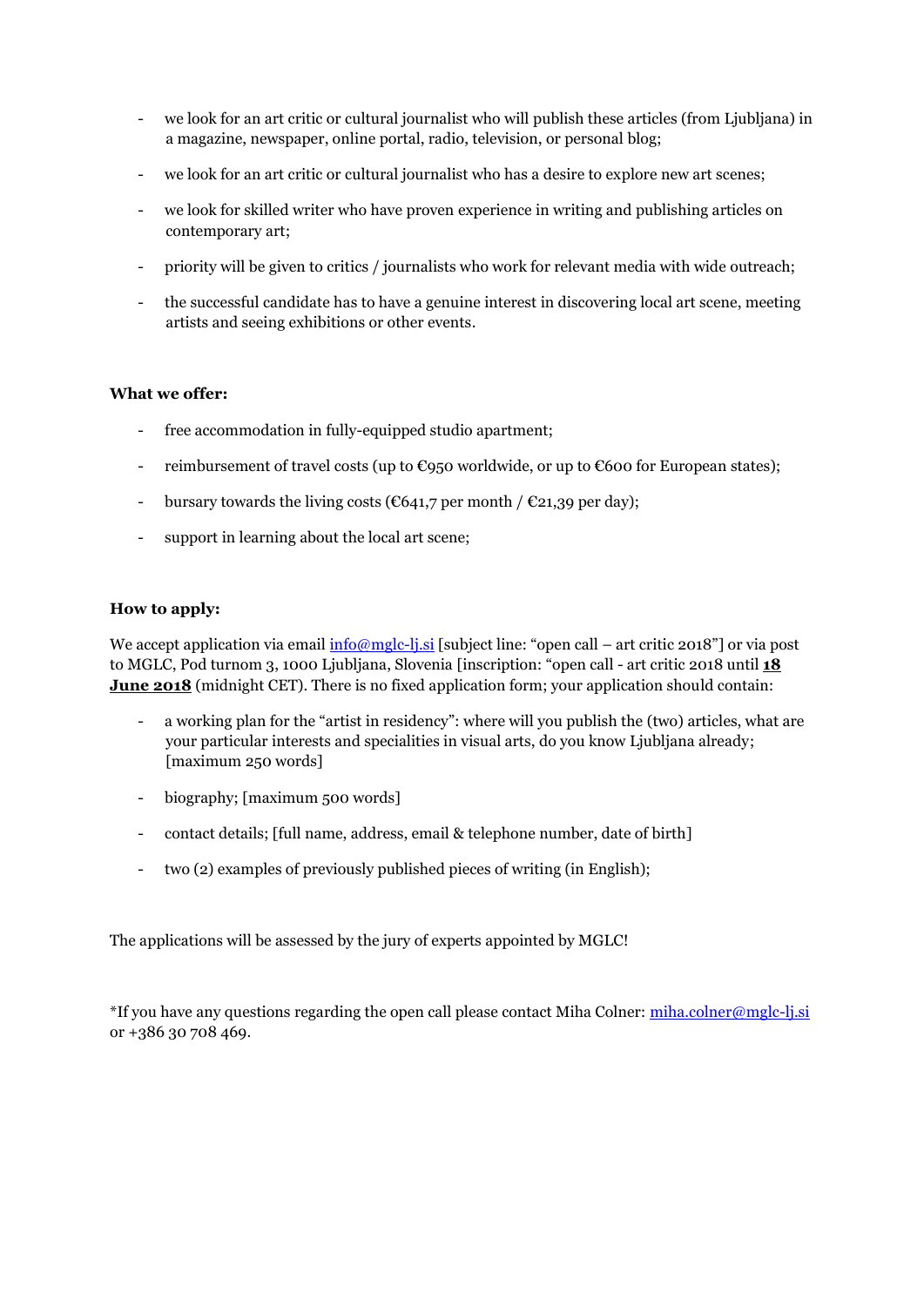- we look for an art critic or cultural journalist who will publish these articles (from Ljubljana) in a magazine, newspaper, online portal, radio, television, or personal blog;
- we look for an art critic or cultural journalist who has a desire to explore new art scenes;
- we look for skilled writer who have proven experience in writing and publishing articles on contemporary art;
- priority will be given to critics / journalists who work for relevant media with wide outreach;
- the successful candidate has to have a genuine interest in discovering local art scene, meeting artists and seeing exhibitions or other events.

**What we offer:**

- free accommodation in fully-equipped studio apartment;
- reimbursement of travel costs (up to €950 worldwide, or up to €600 for European states);
- bursary towards the living costs (€641,7 per month / €21,39 per day);
- support in learning about the local art scene;

**How to apply:**

We accept application via email info@mglc-lj.si [subject line: "open call – art critic 2018"] or via post to MGLC, Pod turnom 3, 1000 Ljubljana, Slovenia [inscription: "open call - art critic 2018 until **18 June 2018** (midnight CET). There is no fixed application form; your application should contain:

- a working plan for the "artist in residency": where will you publish the (two) articles, what are your particular interests and specialities in visual arts, do you know Ljubljana already; [maximum 250 words]
- biography; [maximum 500 words]
- contact details; [full name, address, email & telephone number, date of birth]
- two (2) examples of previously published pieces of writing (in English);

The applications will be assessed by the jury of experts appointed by MGLC!

*If you have any questions regarding the open call please contact Miha Colner: miha.colner@mglc-lj.si or +386 30 708 469.